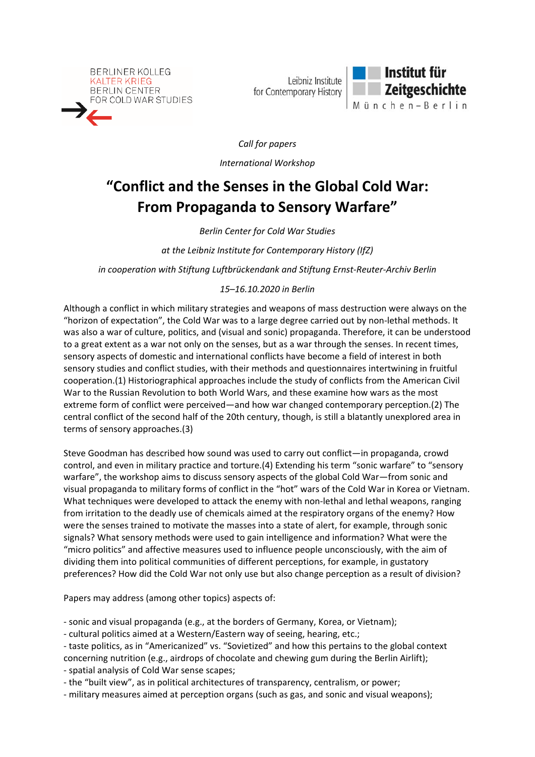BERLINER KOLLEG
KALTER KRIEG
BERLIN CENTER
FOR COLD WAR STUDIES

Leibniz Institute for Contemporary History

**Institut für Zeitgeschichte**
München–Berlin

*Call for papers*

*International Workshop*

# "Conflict and the Senses in the Global Cold War: From Propaganda to Sensory Warfare"

*Berlin Center for Cold War Studies*

*at the Leibniz Institute for Contemporary History (IfZ)*

*in cooperation with Stiftung Luftbrückendank and Stiftung Ernst-Reuter-Archiv Berlin*

*15–16.10.2020 in Berlin*

Although a conflict in which military strategies and weapons of mass destruction were always on the "horizon of expectation", the Cold War was to a large degree carried out by non-lethal methods. It was also a war of culture, politics, and (visual and sonic) propaganda. Therefore, it can be understood to a great extent as a war not only on the senses, but as a war through the senses. In recent times, sensory aspects of domestic and international conflicts have become a field of interest in both sensory studies and conflict studies, with their methods and questionnaires intertwining in fruitful cooperation.(1) Historiographical approaches include the study of conflicts from the American Civil War to the Russian Revolution to both World Wars, and these examine how wars as the most extreme form of conflict were perceived—and how war changed contemporary perception.(2) The central conflict of the second half of the 20th century, though, is still a blatantly unexplored area in terms of sensory approaches.(3)

Steve Goodman has described how sound was used to carry out conflict—in propaganda, crowd control, and even in military practice and torture.(4) Extending his term "sonic warfare" to "sensory warfare", the workshop aims to discuss sensory aspects of the global Cold War—from sonic and visual propaganda to military forms of conflict in the "hot" wars of the Cold War in Korea or Vietnam. What techniques were developed to attack the enemy with non-lethal and lethal weapons, ranging from irritation to the deadly use of chemicals aimed at the respiratory organs of the enemy? How were the senses trained to motivate the masses into a state of alert, for example, through sonic signals? What sensory methods were used to gain intelligence and information? What were the "micro politics" and affective measures used to influence people unconsciously, with the aim of dividing them into political communities of different perceptions, for example, in gustatory preferences? How did the Cold War not only use but also change perception as a result of division?

Papers may address (among other topics) aspects of:

- sonic and visual propaganda (e.g., at the borders of Germany, Korea, or Vietnam);
- cultural politics aimed at a Western/Eastern way of seeing, hearing, etc.;
- taste politics, as in "Americanized" vs. "Sovietized" and how this pertains to the global context concerning nutrition (e.g., airdrops of chocolate and chewing gum during the Berlin Airlift);
- spatial analysis of Cold War sense scapes;
- the "built view", as in political architectures of transparency, centralism, or power;
- military measures aimed at perception organs (such as gas, and sonic and visual weapons);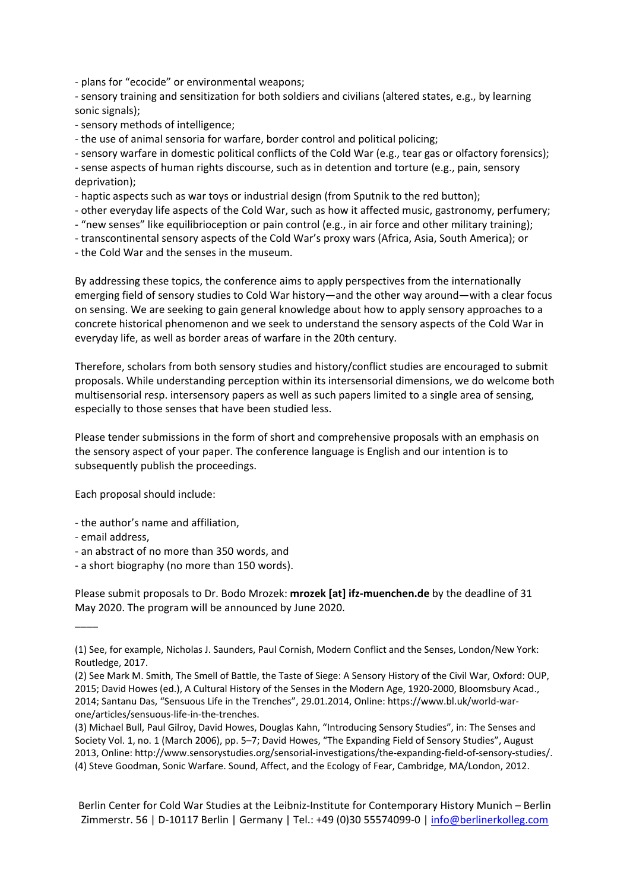- plans for "ecocide" or environmental weapons;
- sensory training and sensitization for both soldiers and civilians (altered states, e.g., by learning sonic signals);
- sensory methods of intelligence;
- the use of animal sensoria for warfare, border control and political policing;
- sensory warfare in domestic political conflicts of the Cold War (e.g., tear gas or olfactory forensics);
- sense aspects of human rights discourse, such as in detention and torture (e.g., pain, sensory deprivation);
- haptic aspects such as war toys or industrial design (from Sputnik to the red button);
- other everyday life aspects of the Cold War, such as how it affected music, gastronomy, perfumery;
- "new senses" like equilibrioception or pain control (e.g., in air force and other military training);
- transcontinental sensory aspects of the Cold War's proxy wars (Africa, Asia, South America); or
- the Cold War and the senses in the museum.

By addressing these topics, the conference aims to apply perspectives from the internationally emerging field of sensory studies to Cold War history—and the other way around—with a clear focus on sensing. We are seeking to gain general knowledge about how to apply sensory approaches to a concrete historical phenomenon and we seek to understand the sensory aspects of the Cold War in everyday life, as well as border areas of warfare in the 20th century.

Therefore, scholars from both sensory studies and history/conflict studies are encouraged to submit proposals. While understanding perception within its intersensorial dimensions, we do welcome both multisensorial resp. intersensory papers as well as such papers limited to a single area of sensing, especially to those senses that have been studied less.

Please tender submissions in the form of short and comprehensive proposals with an emphasis on the sensory aspect of your paper. The conference language is English and our intention is to subsequently publish the proceedings.

Each proposal should include:

- the author's name and affiliation,
- email address,
- an abstract of no more than 350 words, and
- a short biography (no more than 150 words).

Please submit proposals to Dr. Bodo Mrozek: **mrozek [at] ifz-muenchen.de** by the deadline of 31 May 2020. The program will be announced by June 2020.

____

(1) See, for example, Nicholas J. Saunders, Paul Cornish, Modern Conflict and the Senses, London/New York: Routledge, 2017.

(2) See Mark M. Smith, The Smell of Battle, the Taste of Siege: A Sensory History of the Civil War, Oxford: OUP, 2015; David Howes (ed.), A Cultural History of the Senses in the Modern Age, 1920-2000, Bloomsbury Acad., 2014; Santanu Das, "Sensuous Life in the Trenches", 29.01.2014, Online: https://www.bl.uk/world-war-one/articles/sensuous-life-in-the-trenches.

(3) Michael Bull, Paul Gilroy, David Howes, Douglas Kahn, "Introducing Sensory Studies", in: The Senses and Society Vol. 1, no. 1 (March 2006), pp. 5–7; David Howes, "The Expanding Field of Sensory Studies", August 2013, Online: http://www.sensorystudies.org/sensorial-investigations/the-expanding-field-of-sensory-studies/.

(4) Steve Goodman, Sonic Warfare. Sound, Affect, and the Ecology of Fear, Cambridge, MA/London, 2012.

Berlin Center for Cold War Studies at the Leibniz-Institute for Contemporary History Munich – Berlin
Zimmerstr. 56 | D-10117 Berlin | Germany | Tel.: +49 (0)30 55574099-0 | info@berlinerkolleg.com